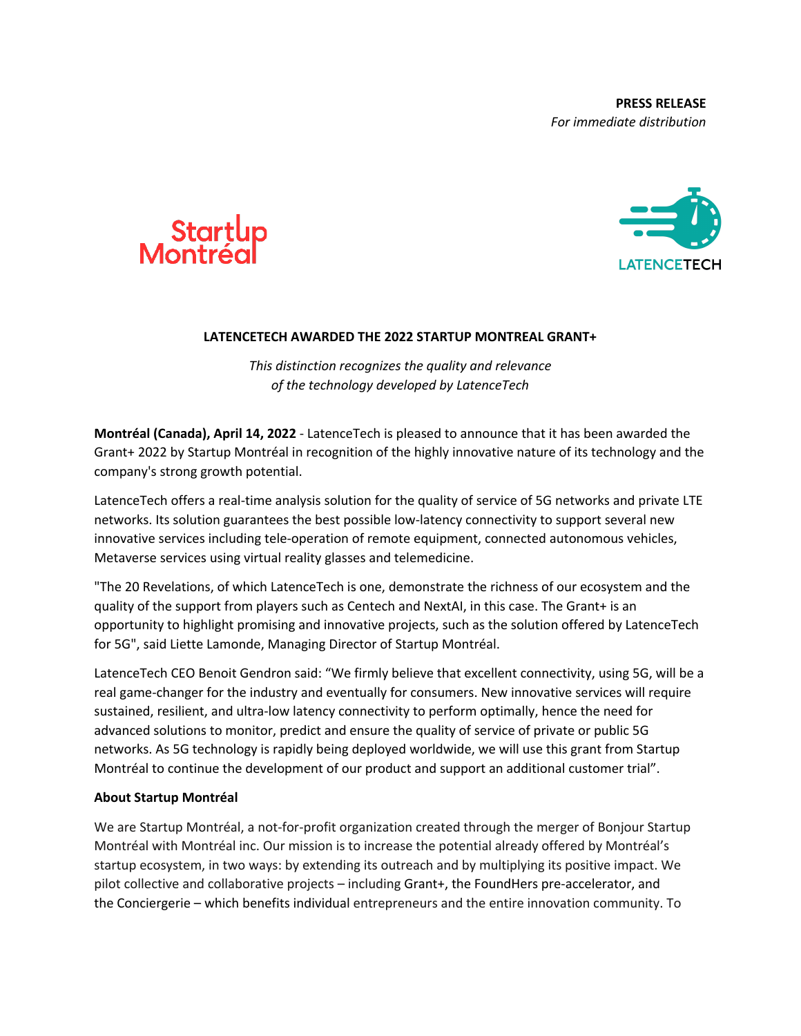**PRESS RELEASE**
*For immediate distribution*

**LATENCETECH AWARDED THE 2022 STARTUP MONTREAL GRANT+**

*This distinction recognizes the quality and relevance of the technology developed by LatenceTech*

**Montréal (Canada), April 14, 2022** - LatenceTech is pleased to announce that it has been awarded the Grant+ 2022 by Startup Montréal in recognition of the highly innovative nature of its technology and the company's strong growth potential.

LatenceTech offers a real-time analysis solution for the quality of service of 5G networks and private LTE networks. Its solution guarantees the best possible low-latency connectivity to support several new innovative services including tele-operation of remote equipment, connected autonomous vehicles, Metaverse services using virtual reality glasses and telemedicine.

"The 20 Revelations, of which LatenceTech is one, demonstrate the richness of our ecosystem and the quality of the support from players such as Centech and NextAI, in this case. The Grant+ is an opportunity to highlight promising and innovative projects, such as the solution offered by LatenceTech for 5G", said Liette Lamonde, Managing Director of Startup Montréal.

LatenceTech CEO Benoit Gendron said: "We firmly believe that excellent connectivity, using 5G, will be a real game-changer for the industry and eventually for consumers. New innovative services will require sustained, resilient, and ultra-low latency connectivity to perform optimally, hence the need for advanced solutions to monitor, predict and ensure the quality of service of private or public 5G networks. As 5G technology is rapidly being deployed worldwide, we will use this grant from Startup Montréal to continue the development of our product and support an additional customer trial".

**About Startup Montréal**

We are Startup Montréal, a not-for-profit organization created through the merger of Bonjour Startup Montréal with Montréal inc. Our mission is to increase the potential already offered by Montréal's startup ecosystem, in two ways: by extending its outreach and by multiplying its positive impact. We pilot collective and collaborative projects – including Grant+, the FoundHers pre-accelerator, and the Conciergerie – which benefits individual entrepreneurs and the entire innovation community. To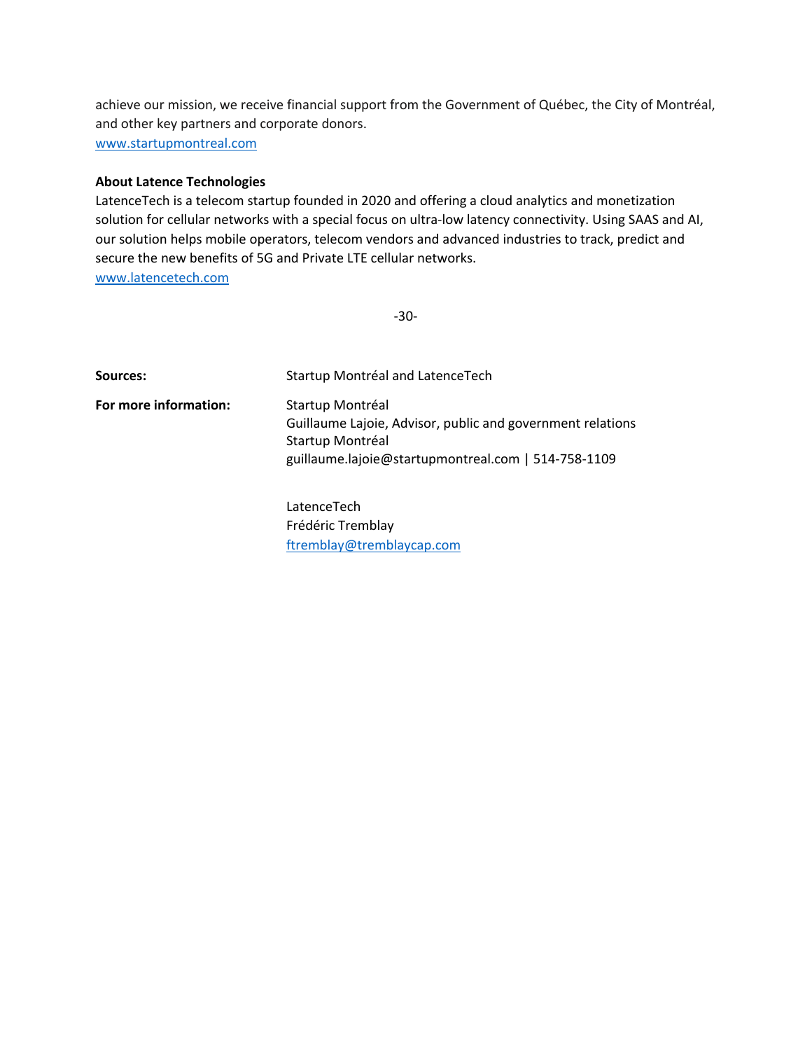achieve our mission, we receive financial support from the Government of Québec, the City of Montréal, and other key partners and corporate donors.
www.startupmontreal.com

**About Latence Technologies**

LatenceTech is a telecom startup founded in 2020 and offering a cloud analytics and monetization solution for cellular networks with a special focus on ultra-low latency connectivity. Using SAAS and AI, our solution helps mobile operators, telecom vendors and advanced industries to track, predict and secure the new benefits of 5G and Private LTE cellular networks.
www.latencetech.com

-30-

**Sources:** Startup Montréal and LatenceTech

**For more information:**

Startup Montréal
Guillaume Lajoie, Advisor, public and government relations
Startup Montréal
guillaume.lajoie@startupmontreal.com | 514-758-1109

LatenceTech
Frédéric Tremblay
ftremblay@tremblaycap.com